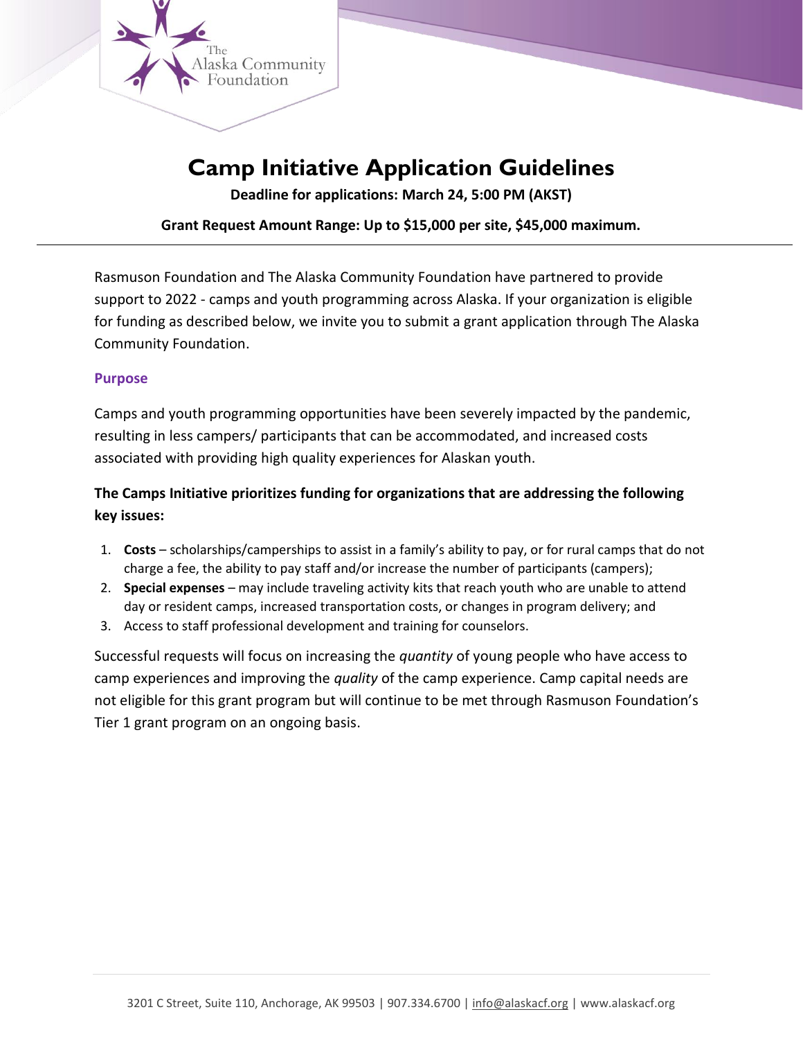# Camp Initiative Application Guidelines

**Deadline for applications: March 24, 5:00 PM (AKST)**

**Grant Request Amount Range: Up to $15,000 per site, $45,000 maximum.**

---

Rasmuson Foundation and The Alaska Community Foundation have partnered to provide support to 2022 - camps and youth programming across Alaska. If your organization is eligible for funding as described below, we invite you to submit a grant application through The Alaska Community Foundation.

## Purpose

Camps and youth programming opportunities have been severely impacted by the pandemic, resulting in less campers/ participants that can be accommodated, and increased costs associated with providing high quality experiences for Alaskan youth.

### The Camps Initiative prioritizes funding for organizations that are addressing the following key issues:

1. **Costs** – scholarships/camperships to assist in a family's ability to pay, or for rural camps that do not charge a fee, the ability to pay staff and/or increase the number of participants (campers);
2. **Special expenses** – may include traveling activity kits that reach youth who are unable to attend day or resident camps, increased transportation costs, or changes in program delivery; and
3. Access to staff professional development and training for counselors.

Successful requests will focus on increasing the *quantity* of young people who have access to camp experiences and improving the *quality* of the camp experience. Camp capital needs are not eligible for this grant program but will continue to be met through Rasmuson Foundation's Tier 1 grant program on an ongoing basis.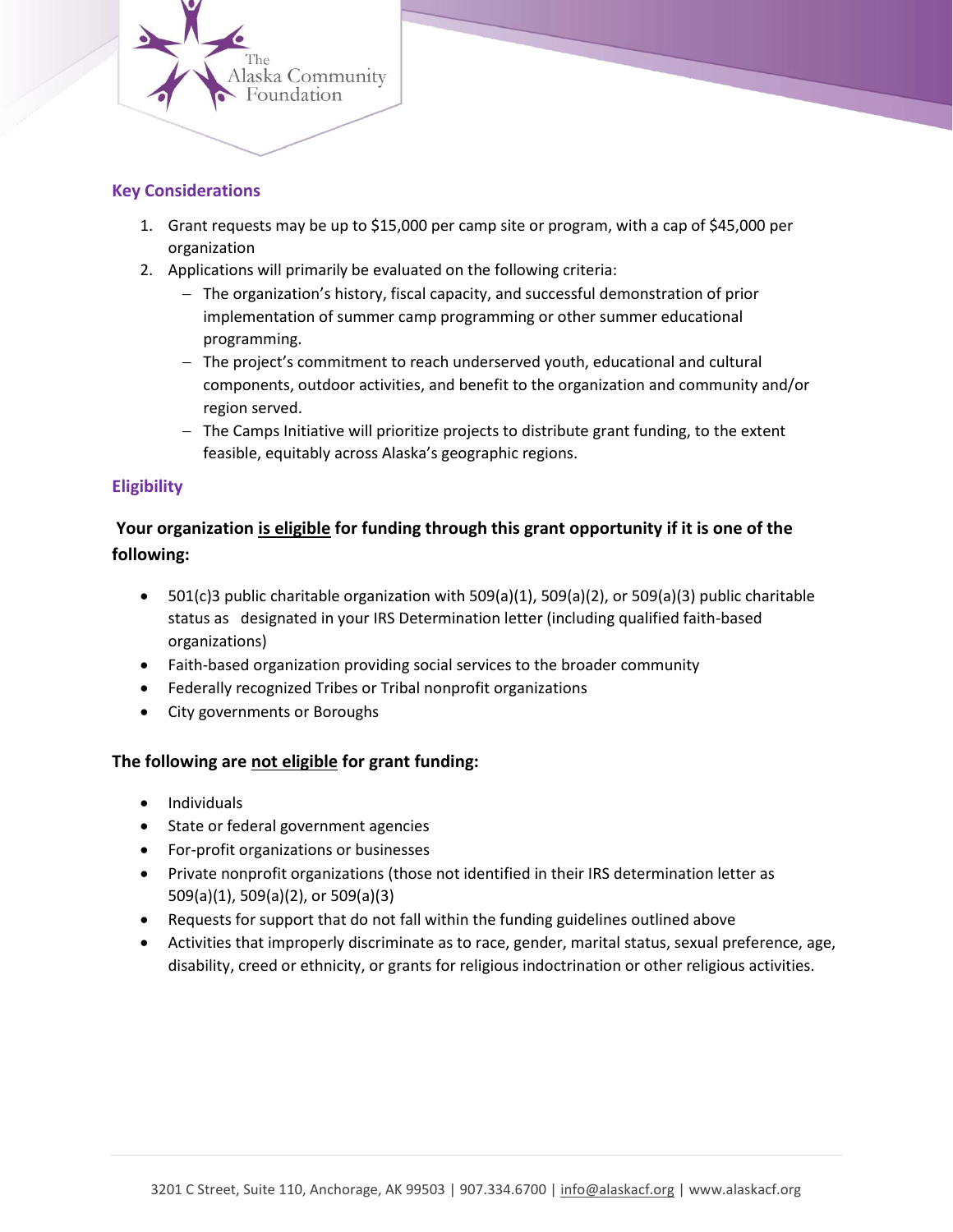## Key Considerations

1. Grant requests may be up to $15,000 per camp site or program, with a cap of $45,000 per organization
2. Applications will primarily be evaluated on the following criteria:
   - The organization's history, fiscal capacity, and successful demonstration of prior implementation of summer camp programming or other summer educational programming.
   - The project's commitment to reach underserved youth, educational and cultural components, outdoor activities, and benefit to the organization and community and/or region served.
   - The Camps Initiative will prioritize projects to distribute grant funding, to the extent feasible, equitably across Alaska's geographic regions.

## Eligibility

**Your organization is eligible for funding through this grant opportunity if it is one of the following:**

- 501(c)3 public charitable organization with 509(a)(1), 509(a)(2), or 509(a)(3) public charitable status as designated in your IRS Determination letter (including qualified faith-based organizations)
- Faith-based organization providing social services to the broader community
- Federally recognized Tribes or Tribal nonprofit organizations
- City governments or Boroughs

**The following are not eligible for grant funding:**

- Individuals
- State or federal government agencies
- For-profit organizations or businesses
- Private nonprofit organizations (those not identified in their IRS determination letter as 509(a)(1), 509(a)(2), or 509(a)(3)
- Requests for support that do not fall within the funding guidelines outlined above
- Activities that improperly discriminate as to race, gender, marital status, sexual preference, age, disability, creed or ethnicity, or grants for religious indoctrination or other religious activities.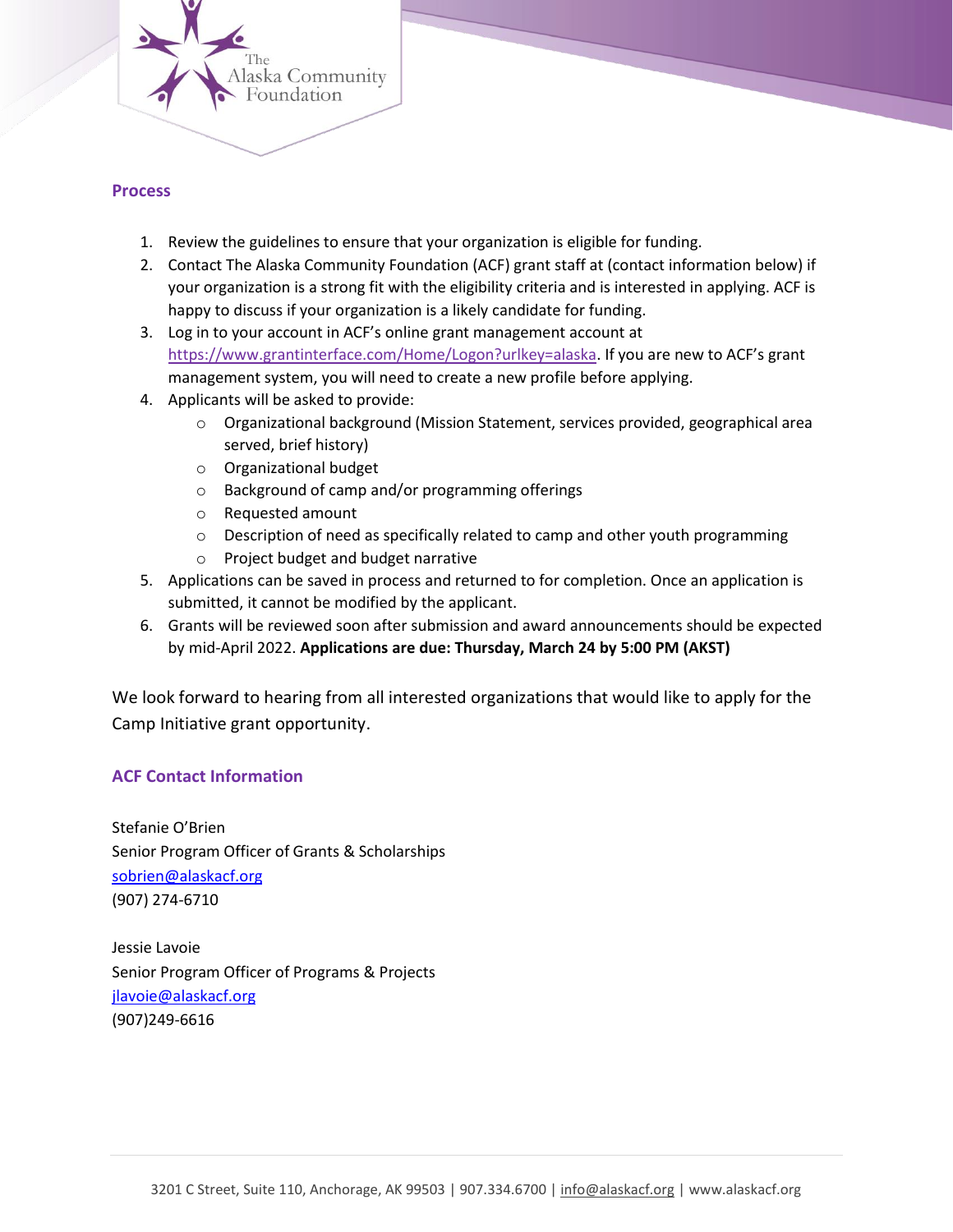## Process

1. Review the guidelines to ensure that your organization is eligible for funding.
2. Contact The Alaska Community Foundation (ACF) grant staff at (contact information below) if your organization is a strong fit with the eligibility criteria and is interested in applying. ACF is happy to discuss if your organization is a likely candidate for funding.
3. Log in to your account in ACF's online grant management account at https://www.grantinterface.com/Home/Logon?urlkey=alaska. If you are new to ACF's grant management system, you will need to create a new profile before applying.
4. Applicants will be asked to provide:
   - Organizational background (Mission Statement, services provided, geographical area served, brief history)
   - Organizational budget
   - Background of camp and/or programming offerings
   - Requested amount
   - Description of need as specifically related to camp and other youth programming
   - Project budget and budget narrative
5. Applications can be saved in process and returned to for completion. Once an application is submitted, it cannot be modified by the applicant.
6. Grants will be reviewed soon after submission and award announcements should be expected by mid-April 2022. **Applications are due: Thursday, March 24 by 5:00 PM (AKST)**

We look forward to hearing from all interested organizations that would like to apply for the Camp Initiative grant opportunity.

## ACF Contact Information

Stefanie O'Brien
Senior Program Officer of Grants & Scholarships
sobrien@alaskacf.org
(907) 274-6710

Jessie Lavoie
Senior Program Officer of Programs & Projects
jlavoie@alaskacf.org
(907)249-6616